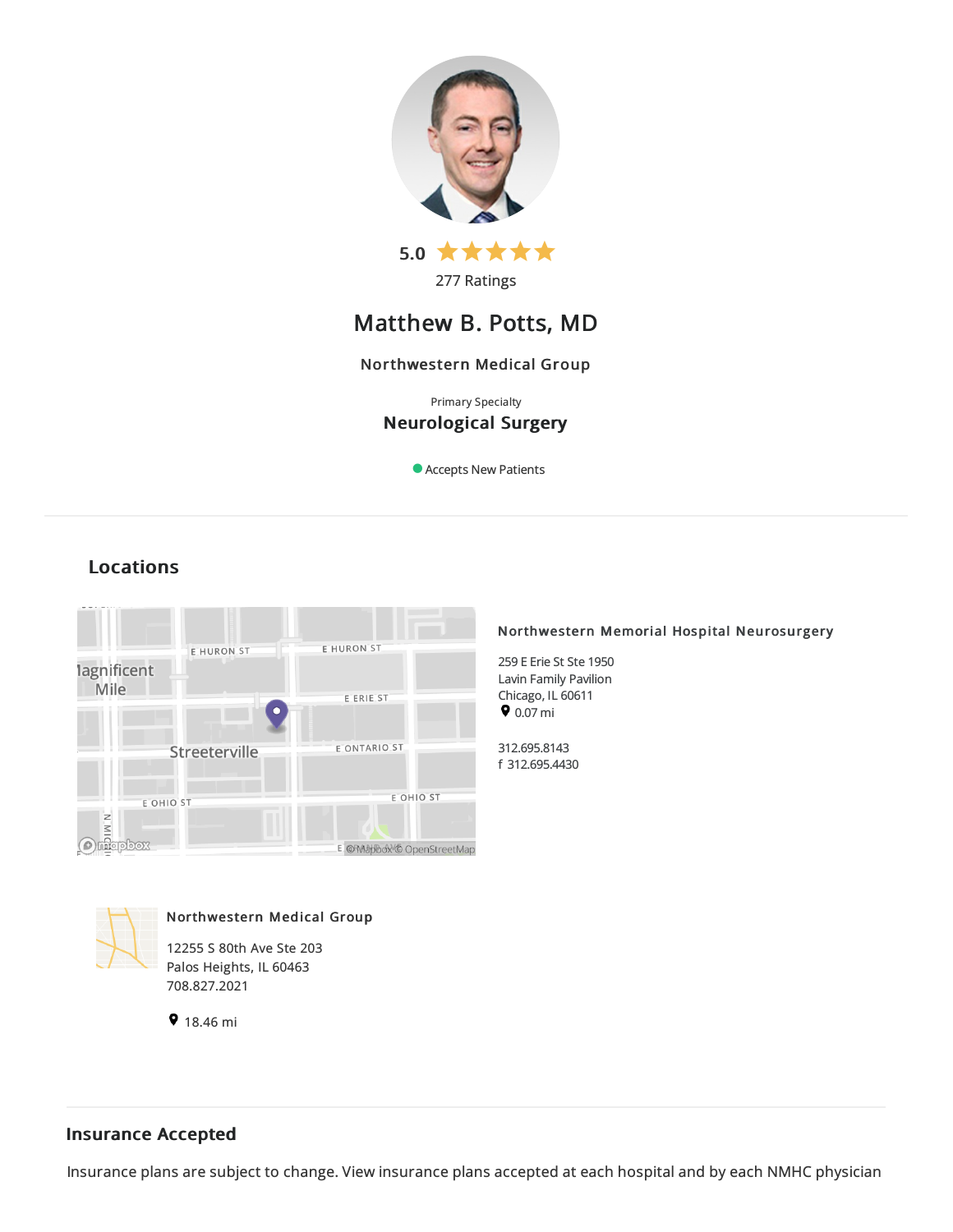5.0 ★★★★★

277 Ratings

# Matthew B. Potts, MD

Northwestern Medical Group

Primary Specialty

**Neurological Surgery**

Accepts New Patients

## Locations

**Northwestern Memorial Hospital Neurosurgery**

259 E Erie St Ste 1950
Lavin Family Pavilion
Chicago, IL 60611
0.07 mi

312.695.8143
f 312.695.4430

**Northwestern Medical Group**

12255 S 80th Ave Ste 203
Palos Heights, IL 60463
708.827.2021

18.46 mi

## Insurance Accepted

Insurance plans are subject to change. View insurance plans accepted at each hospital and by each NMHC physician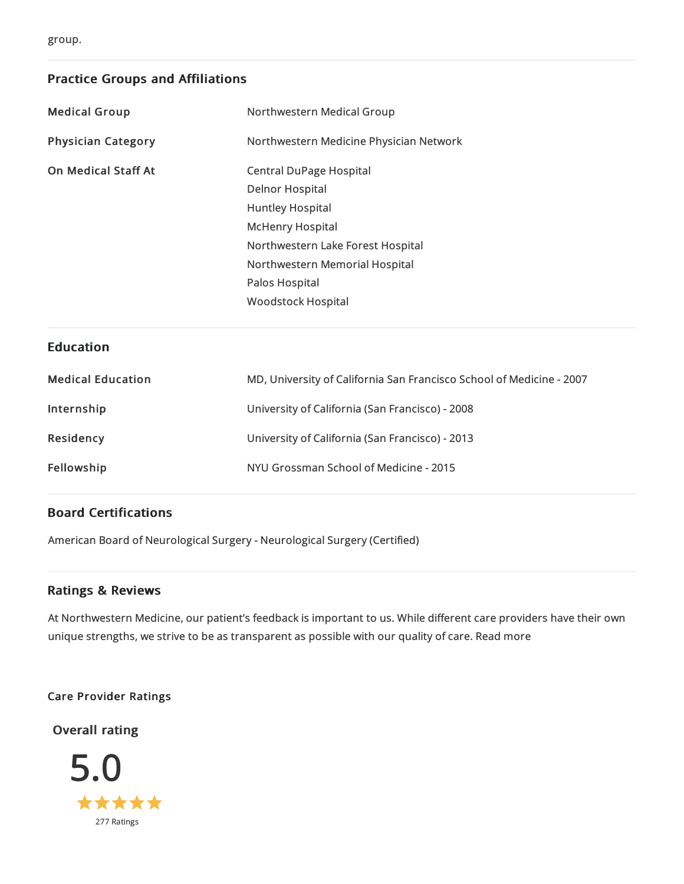group.

## Practice Groups and Affiliations

| | |
|---|---|
| **Medical Group** | Northwestern Medical Group |
| **Physician Category** | Northwestern Medicine Physician Network |
| **On Medical Staff At** | Central DuPage Hospital<br>Delnor Hospital<br>Huntley Hospital<br>McHenry Hospital<br>Northwestern Lake Forest Hospital<br>Northwestern Memorial Hospital<br>Palos Hospital<br>Woodstock Hospital |

## Education

| | |
|---|---|
| **Medical Education** | MD, University of California San Francisco School of Medicine - 2007 |
| **Internship** | University of California (San Francisco) - 2008 |
| **Residency** | University of California (San Francisco) - 2013 |
| **Fellowship** | NYU Grossman School of Medicine - 2015 |

## Board Certifications

American Board of Neurological Surgery - Neurological Surgery (Certified)

## Ratings & Reviews

At Northwestern Medicine, our patient's feedback is important to us. While different care providers have their own unique strengths, we strive to be as transparent as possible with our quality of care. Read more

**Care Provider Ratings**

**Overall rating**

5.0

★★★★★

277 Ratings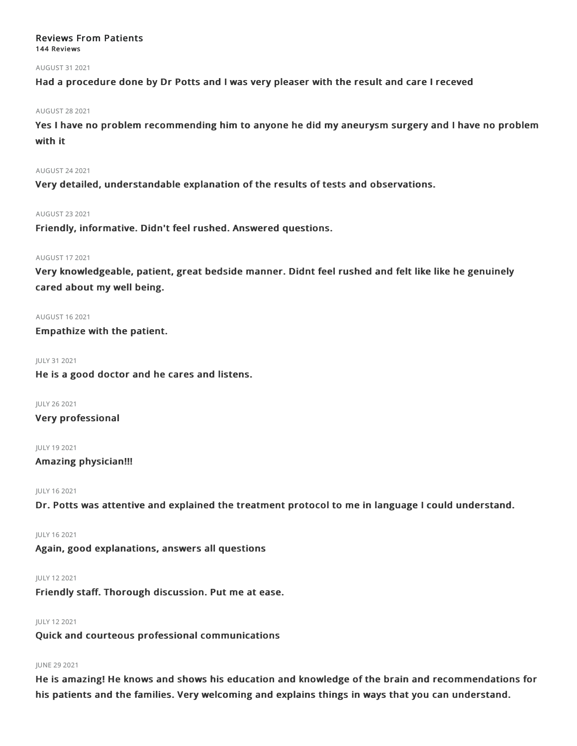### Reviews From Patients

**144 Reviews**

AUGUST 31 2021

**Had a procedure done by Dr Potts and I was very pleaser with the result and care I receved**

AUGUST 28 2021

**Yes I have no problem recommending him to anyone he did my aneurysm surgery and I have no problem with it**

AUGUST 24 2021

**Very detailed, understandable explanation of the results of tests and observations.**

AUGUST 23 2021

**Friendly, informative. Didn't feel rushed. Answered questions.**

AUGUST 17 2021

**Very knowledgeable, patient, great bedside manner. Didnt feel rushed and felt like like he genuinely cared about my well being.**

AUGUST 16 2021

**Empathize with the patient.**

JULY 31 2021

**He is a good doctor and he cares and listens.**

JULY 26 2021

**Very professional**

JULY 19 2021

**Amazing physician!!!**

JULY 16 2021

**Dr. Potts was attentive and explained the treatment protocol to me in language I could understand.**

JULY 16 2021

**Again, good explanations, answers all questions**

JULY 12 2021

**Friendly staff. Thorough discussion. Put me at ease.**

JULY 12 2021

**Quick and courteous professional communications**

JUNE 29 2021

**He is amazing! He knows and shows his education and knowledge of the brain and recommendations for his patients and the families. Very welcoming and explains things in ways that you can understand.**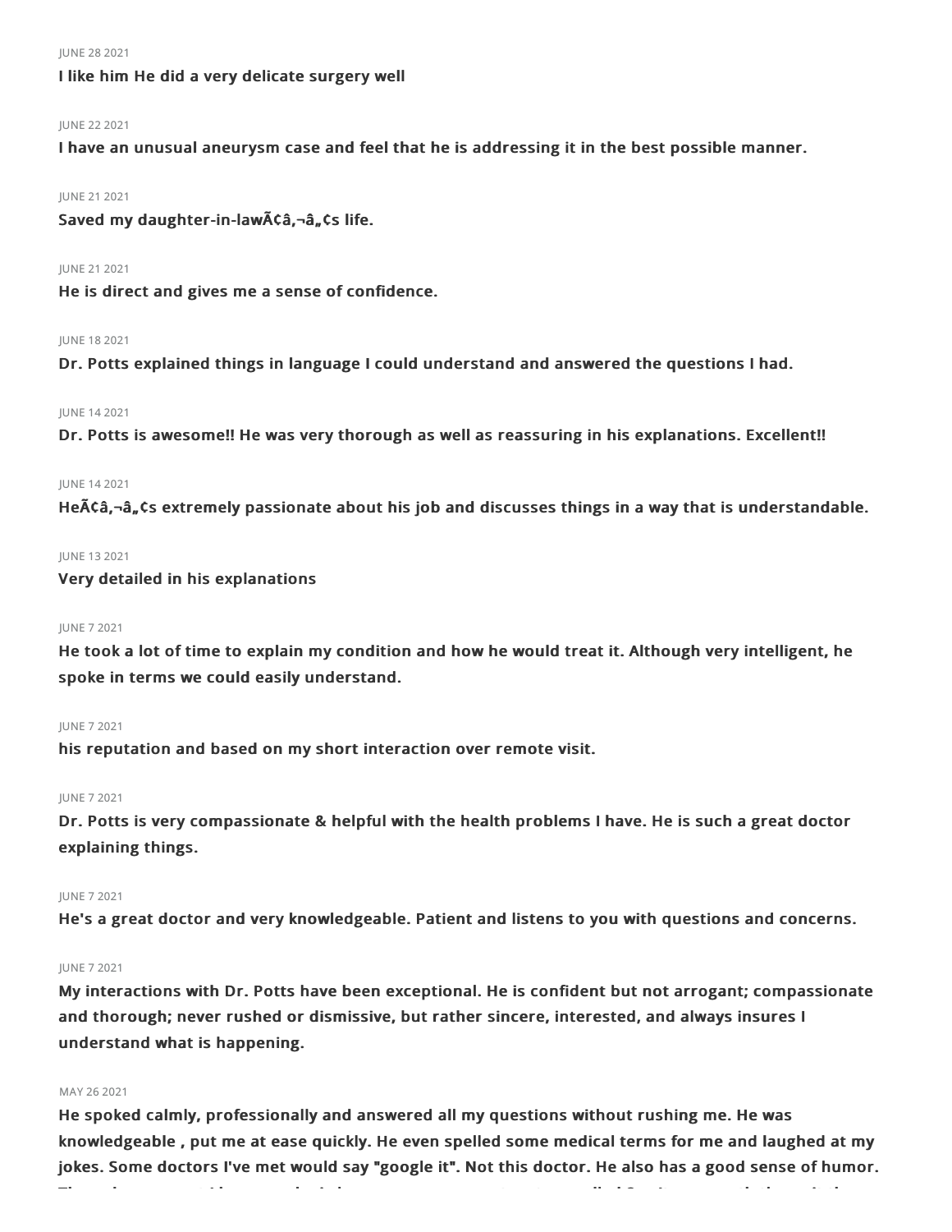JUNE 28 2021

**I like him He did a very delicate surgery well**

JUNE 22 2021

**I have an unusual aneurysm case and feel that he is addressing it in the best possible manner.**

JUNE 21 2021

**Saved my daughter-in-lawÃ¢â‚¬â„¢s life.**

JUNE 21 2021

**He is direct and gives me a sense of confidence.**

JUNE 18 2021

**Dr. Potts explained things in language I could understand and answered the questions I had.**

JUNE 14 2021

**Dr. Potts is awesome!! He was very thorough as well as reassuring in his explanations. Excellent!!**

JUNE 14 2021

**HeÃ¢â‚¬â„¢s extremely passionate about his job and discusses things in a way that is understandable.**

JUNE 13 2021

**Very detailed in his explanations**

JUNE 7 2021

**He took a lot of time to explain my condition and how he would treat it. Although very intelligent, he spoke in terms we could easily understand.**

JUNE 7 2021

**his reputation and based on my short interaction over remote visit.**

JUNE 7 2021

**Dr. Potts is very compassionate & helpful with the health problems I have. He is such a great doctor explaining things.**

JUNE 7 2021

**He's a great doctor and very knowledgeable. Patient and listens to you with questions and concerns.**

JUNE 7 2021

**My interactions with Dr. Potts have been exceptional. He is confident but not arrogant; compassionate and thorough; never rushed or dismissive, but rather sincere, interested, and always insures I understand what is happening.**

MAY 26 2021

**He spoked calmly, professionally and answered all my questions without rushing me. He was knowledgeable , put me at ease quickly. He even spelled some medical terms for me and laughed at my jokes. Some doctors I've met would say "google it". Not this doctor. He also has a good sense of humor.**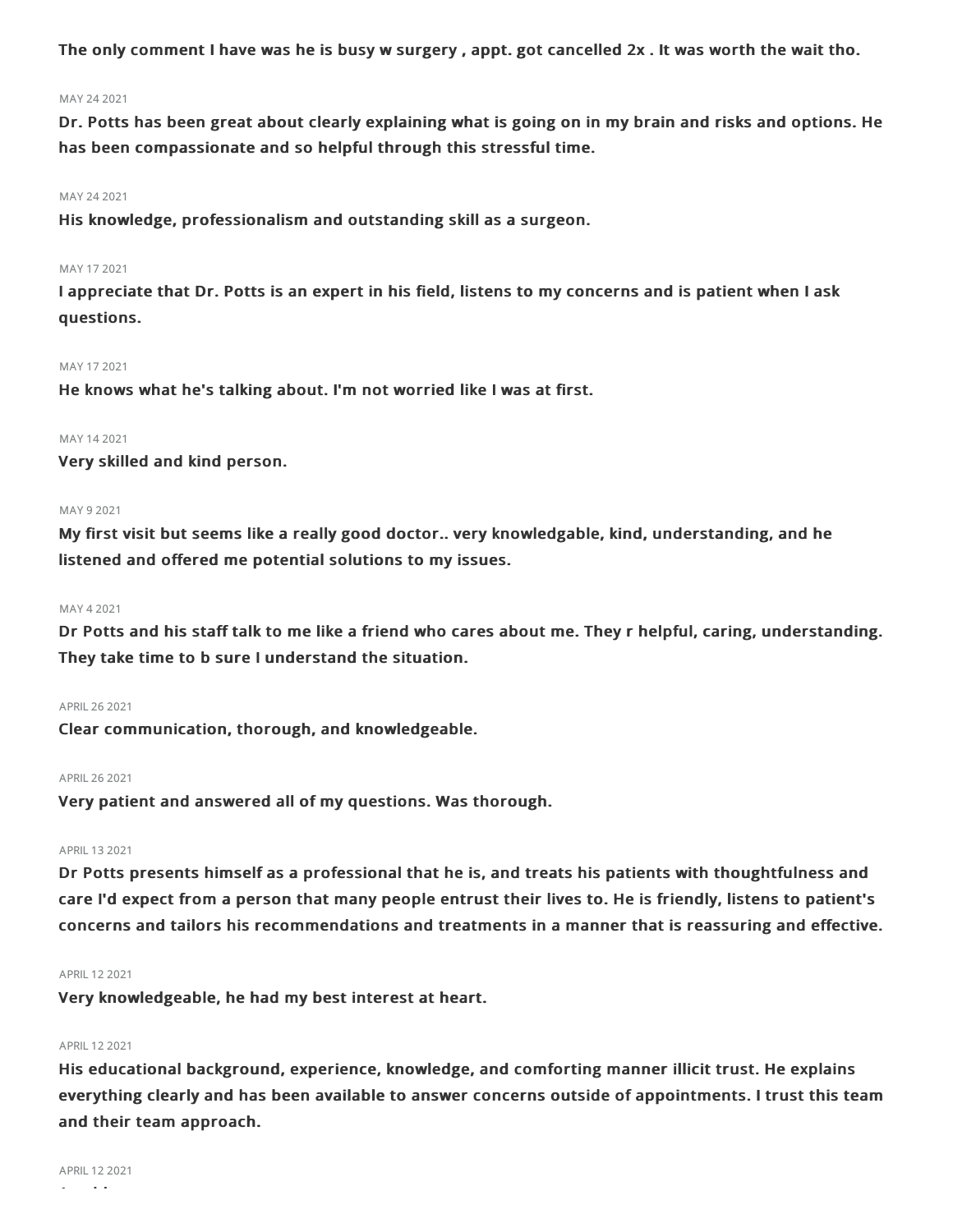**The only comment I have was he is busy w surgery , appt. got cancelled 2x . It was worth the wait tho.**

MAY 24 2021

**Dr. Potts has been great about clearly explaining what is going on in my brain and risks and options. He has been compassionate and so helpful through this stressful time.**

MAY 24 2021

**His knowledge, professionalism and outstanding skill as a surgeon.**

MAY 17 2021

**I appreciate that Dr. Potts is an expert in his field, listens to my concerns and is patient when I ask questions.**

MAY 17 2021

**He knows what he's talking about. I'm not worried like I was at first.**

MAY 14 2021

**Very skilled and kind person.**

MAY 9 2021

**My first visit but seems like a really good doctor.. very knowledgable, kind, understanding, and he listened and offered me potential solutions to my issues.**

MAY 4 2021

**Dr Potts and his staff talk to me like a friend who cares about me. They r helpful, caring, understanding. They take time to b sure I understand the situation.**

APRIL 26 2021

**Clear communication, thorough, and knowledgeable.**

APRIL 26 2021

**Very patient and answered all of my questions. Was thorough.**

APRIL 13 2021

**Dr Potts presents himself as a professional that he is, and treats his patients with thoughtfulness and care I'd expect from a person that many people entrust their lives to. He is friendly, listens to patient's concerns and tailors his recommendations and treatments in a manner that is reassuring and effective.**

APRIL 12 2021

**Very knowledgeable, he had my best interest at heart.**

APRIL 12 2021

**His educational background, experience, knowledge, and comforting manner illicit trust. He explains everything clearly and has been available to answer concerns outside of appointments. I trust this team and their team approach.**

APRIL 12 2021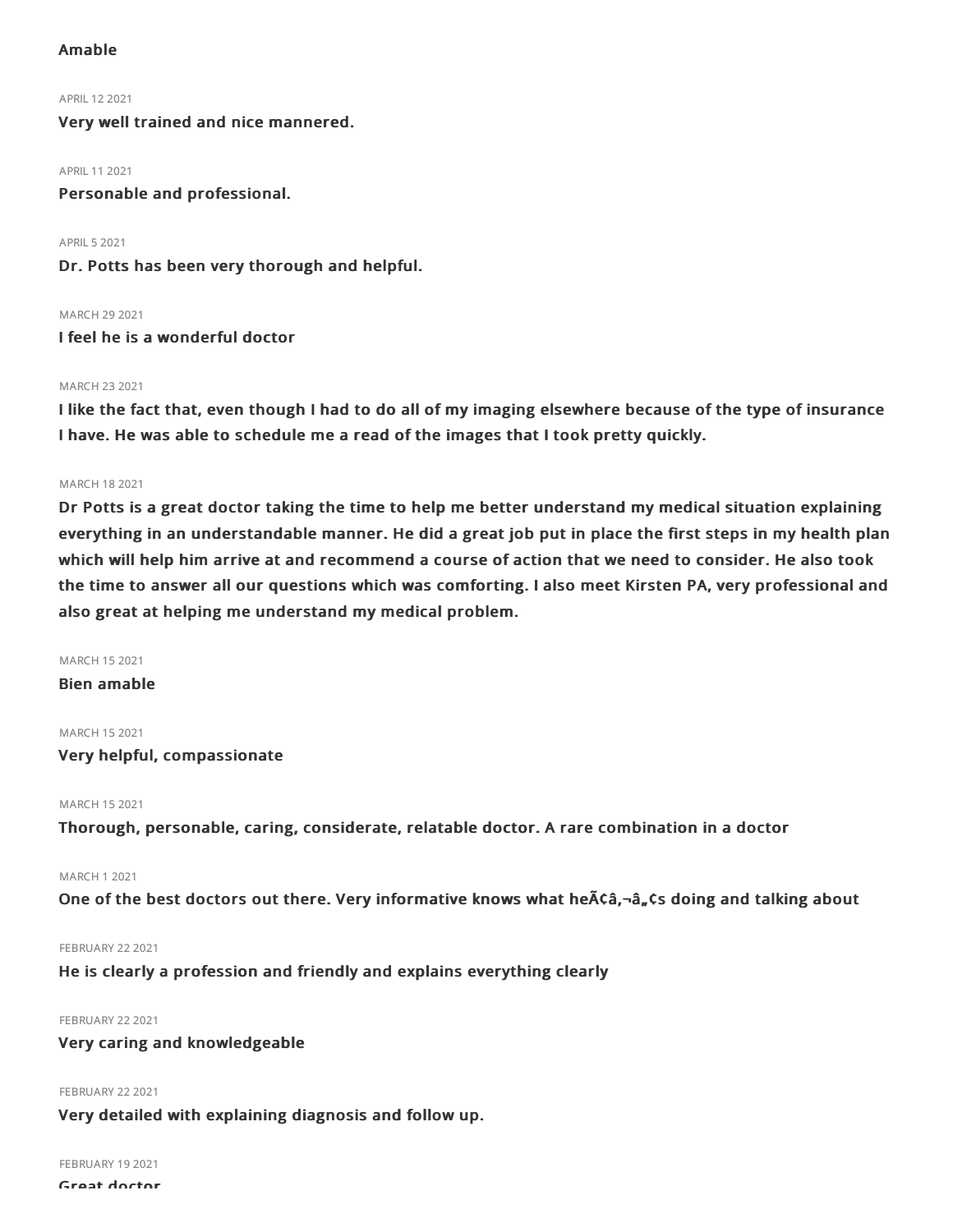**Amable**

APRIL 12 2021

**Very well trained and nice mannered.**

APRIL 11 2021

**Personable and professional.**

APRIL 5 2021

**Dr. Potts has been very thorough and helpful.**

MARCH 29 2021

**I feel he is a wonderful doctor**

MARCH 23 2021

**I like the fact that, even though I had to do all of my imaging elsewhere because of the type of insurance I have. He was able to schedule me a read of the images that I took pretty quickly.**

MARCH 18 2021

**Dr Potts is a great doctor taking the time to help me better understand my medical situation explaining everything in an understandable manner. He did a great job put in place the first steps in my health plan which will help him arrive at and recommend a course of action that we need to consider. He also took the time to answer all our questions which was comforting. I also meet Kirsten PA, very professional and also great at helping me understand my medical problem.**

MARCH 15 2021

**Bien amable**

MARCH 15 2021

**Very helpful, compassionate**

MARCH 15 2021

**Thorough, personable, caring, considerate, relatable doctor. A rare combination in a doctor**

MARCH 1 2021

**One of the best doctors out there. Very informative knows what heÃ¢â‚¬â„¢s doing and talking about**

FEBRUARY 22 2021

**He is clearly a profession and friendly and explains everything clearly**

FEBRUARY 22 2021

**Very caring and knowledgeable**

FEBRUARY 22 2021

**Very detailed with explaining diagnosis and follow up.**

FEBRUARY 19 2021

**Great doctor**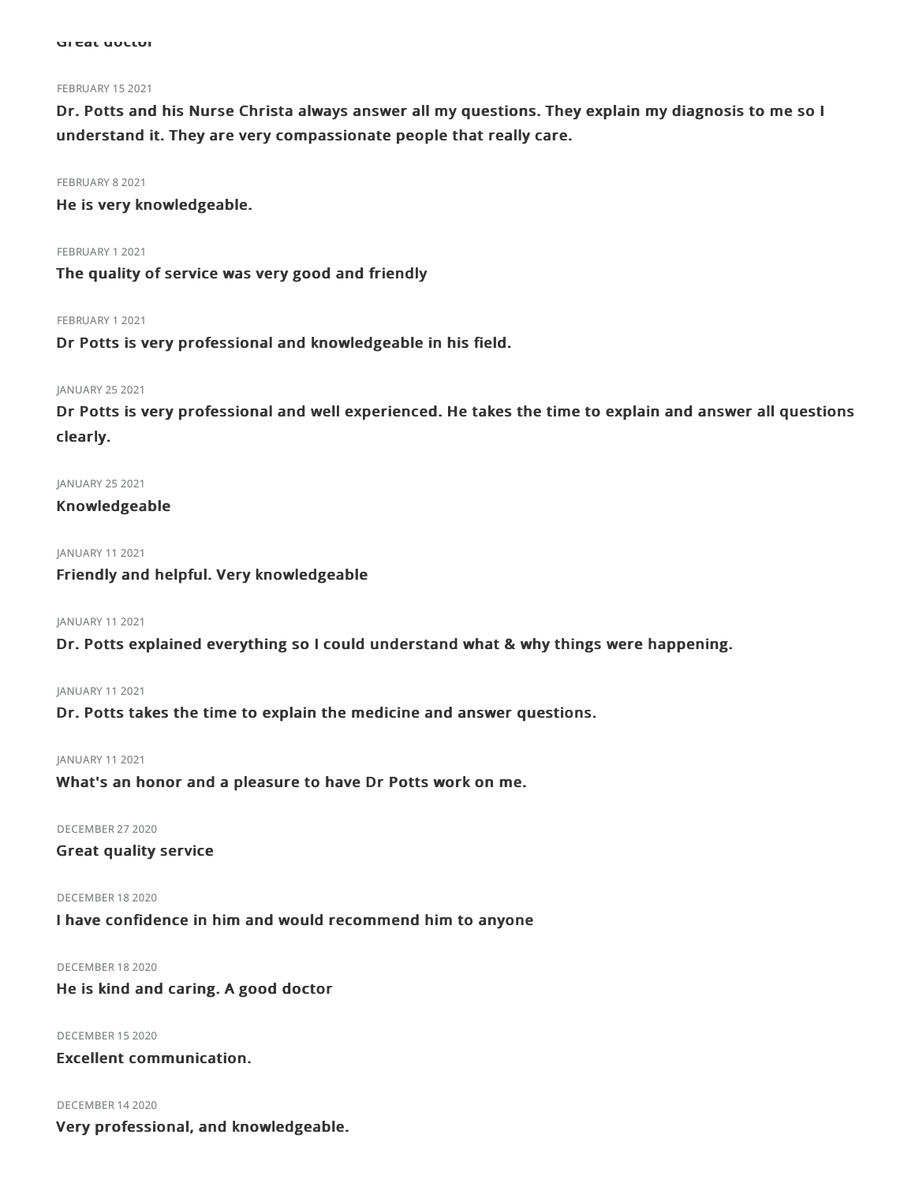Great doctor

FEBRUARY 15 2021

**Dr. Potts and his Nurse Christa always answer all my questions. They explain my diagnosis to me so I understand it. They are very compassionate people that really care.**

FEBRUARY 8 2021

**He is very knowledgeable.**

FEBRUARY 1 2021

**The quality of service was very good and friendly**

FEBRUARY 1 2021

**Dr Potts is very professional and knowledgeable in his field.**

JANUARY 25 2021

**Dr Potts is very professional and well experienced. He takes the time to explain and answer all questions clearly.**

JANUARY 25 2021

**Knowledgeable**

JANUARY 11 2021

**Friendly and helpful. Very knowledgeable**

JANUARY 11 2021

**Dr. Potts explained everything so I could understand what & why things were happening.**

JANUARY 11 2021

**Dr. Potts takes the time to explain the medicine and answer questions.**

JANUARY 11 2021

**What's an honor and a pleasure to have Dr Potts work on me.**

DECEMBER 27 2020

**Great quality service**

DECEMBER 18 2020

**I have confidence in him and would recommend him to anyone**

DECEMBER 18 2020

**He is kind and caring. A good doctor**

DECEMBER 15 2020

**Excellent communication.**

DECEMBER 14 2020

**Very professional, and knowledgeable.**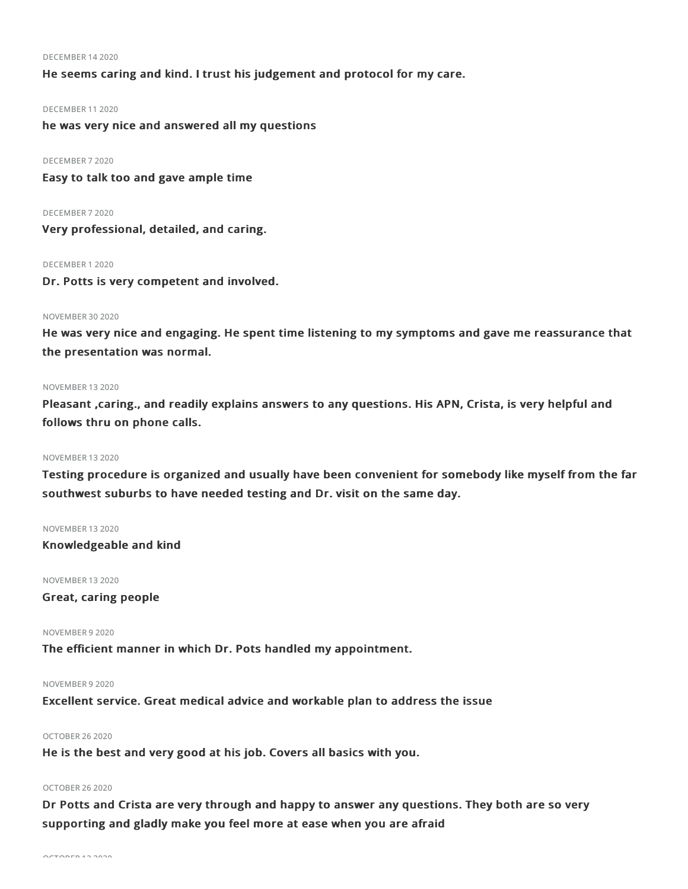DECEMBER 14 2020

**He seems caring and kind. I trust his judgement and protocol for my care.**

DECEMBER 11 2020

**he was very nice and answered all my questions**

DECEMBER 7 2020

**Easy to talk too and gave ample time**

DECEMBER 7 2020

**Very professional, detailed, and caring.**

DECEMBER 1 2020

**Dr. Potts is very competent and involved.**

NOVEMBER 30 2020

**He was very nice and engaging. He spent time listening to my symptoms and gave me reassurance that the presentation was normal.**

NOVEMBER 13 2020

**Pleasant ,caring., and readily explains answers to any questions. His APN, Crista, is very helpful and follows thru on phone calls.**

NOVEMBER 13 2020

**Testing procedure is organized and usually have been convenient for somebody like myself from the far southwest suburbs to have needed testing and Dr. visit on the same day.**

NOVEMBER 13 2020

**Knowledgeable and kind**

NOVEMBER 13 2020

**Great, caring people**

NOVEMBER 9 2020

**The efficient manner in which Dr. Pots handled my appointment.**

NOVEMBER 9 2020

**Excellent service. Great medical advice and workable plan to address the issue**

OCTOBER 26 2020

**He is the best and very good at his job. Covers all basics with you.**

OCTOBER 26 2020

**Dr Potts and Crista are very through and happy to answer any questions. They both are so very supporting and gladly make you feel more at ease when you are afraid**

OCTOBER 12 2020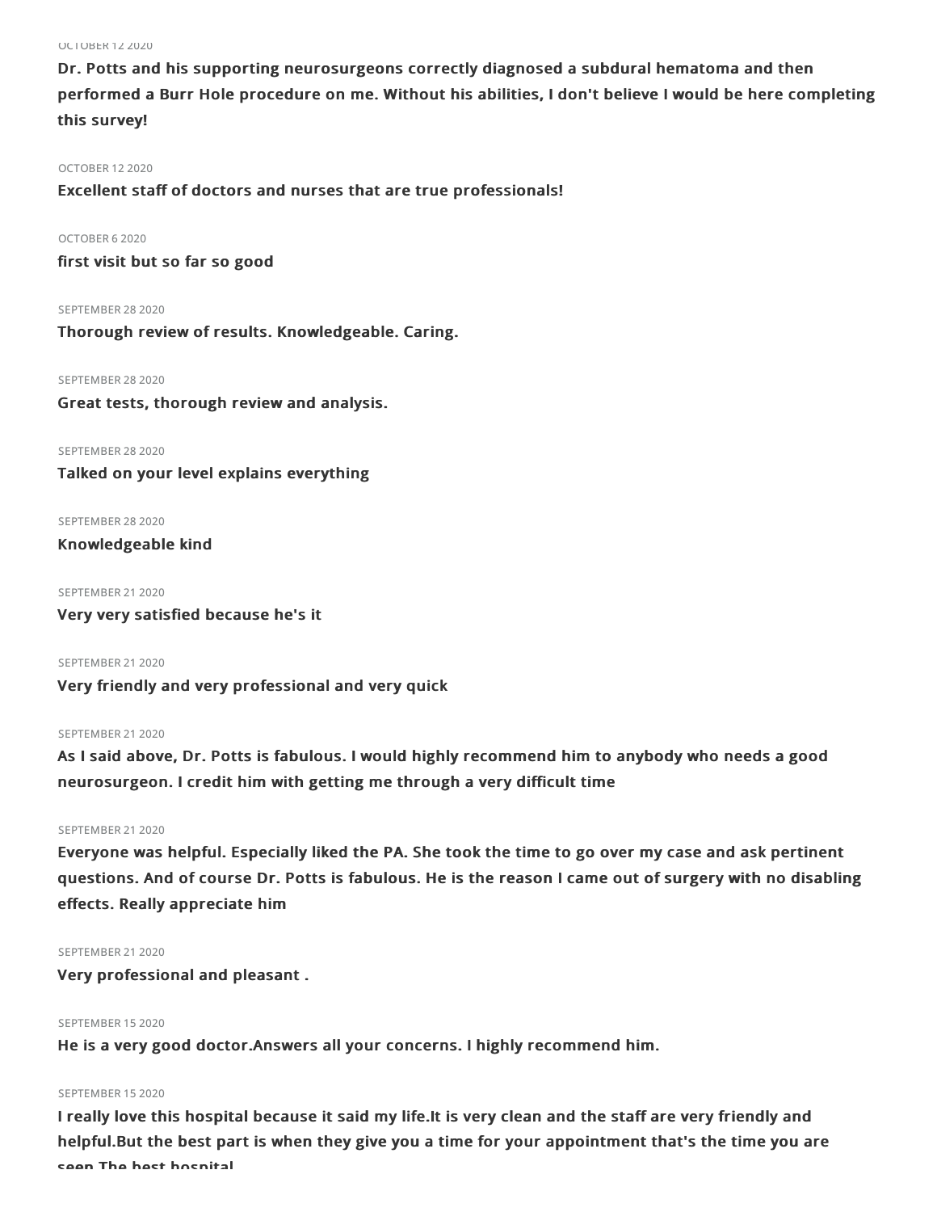OCTOBER 12 2020

**Dr. Potts and his supporting neurosurgeons correctly diagnosed a subdural hematoma and then performed a Burr Hole procedure on me. Without his abilities, I don't believe I would be here completing this survey!**

OCTOBER 12 2020

**Excellent staff of doctors and nurses that are true professionals!**

OCTOBER 6 2020

**first visit but so far so good**

SEPTEMBER 28 2020

**Thorough review of results. Knowledgeable. Caring.**

SEPTEMBER 28 2020

**Great tests, thorough review and analysis.**

SEPTEMBER 28 2020

**Talked on your level explains everything**

SEPTEMBER 28 2020

**Knowledgeable kind**

SEPTEMBER 21 2020

**Very very satisfied because he's it**

SEPTEMBER 21 2020

**Very friendly and very professional and very quick**

SEPTEMBER 21 2020

**As I said above, Dr. Potts is fabulous. I would highly recommend him to anybody who needs a good neurosurgeon. I credit him with getting me through a very difficult time**

SEPTEMBER 21 2020

**Everyone was helpful. Especially liked the PA. She took the time to go over my case and ask pertinent questions. And of course Dr. Potts is fabulous. He is the reason I came out of surgery with no disabling effects. Really appreciate him**

SEPTEMBER 21 2020

**Very professional and pleasant .**

SEPTEMBER 15 2020

**He is a very good doctor.Answers all your concerns. I highly recommend him.**

SEPTEMBER 15 2020

**I really love this hospital because it said my life.It is very clean and the staff are very friendly and helpful.But the best part is when they give you a time for your appointment that's the time you are seen.The best hospital**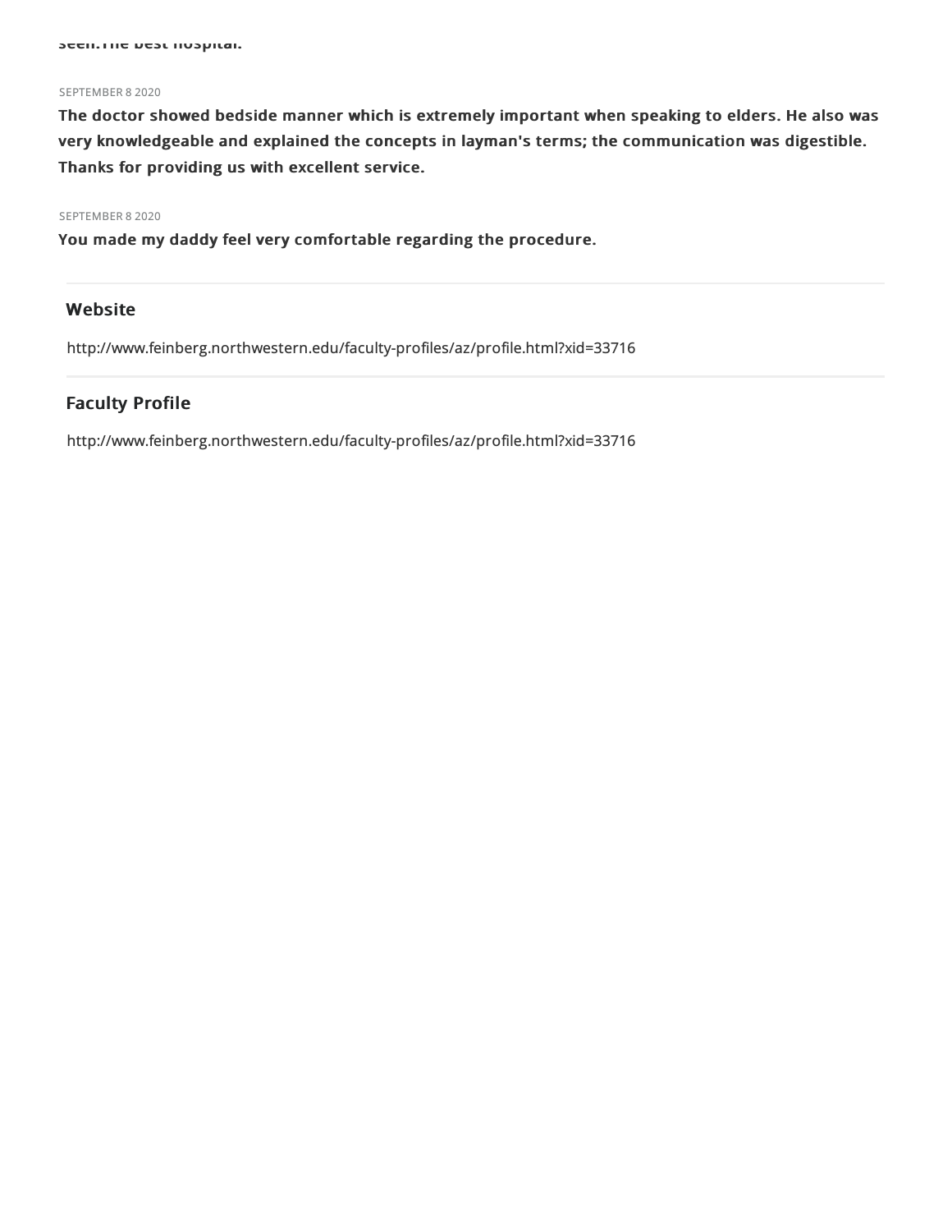**seen.The best hospital.**

SEPTEMBER 8 2020

**The doctor showed bedside manner which is extremely important when speaking to elders. He also was very knowledgeable and explained the concepts in layman's terms; the communication was digestible. Thanks for providing us with excellent service.**

SEPTEMBER 8 2020

**You made my daddy feel very comfortable regarding the procedure.**

## Website

http://www.feinberg.northwestern.edu/faculty-profiles/az/profile.html?xid=33716

## Faculty Profile

http://www.feinberg.northwestern.edu/faculty-profiles/az/profile.html?xid=33716